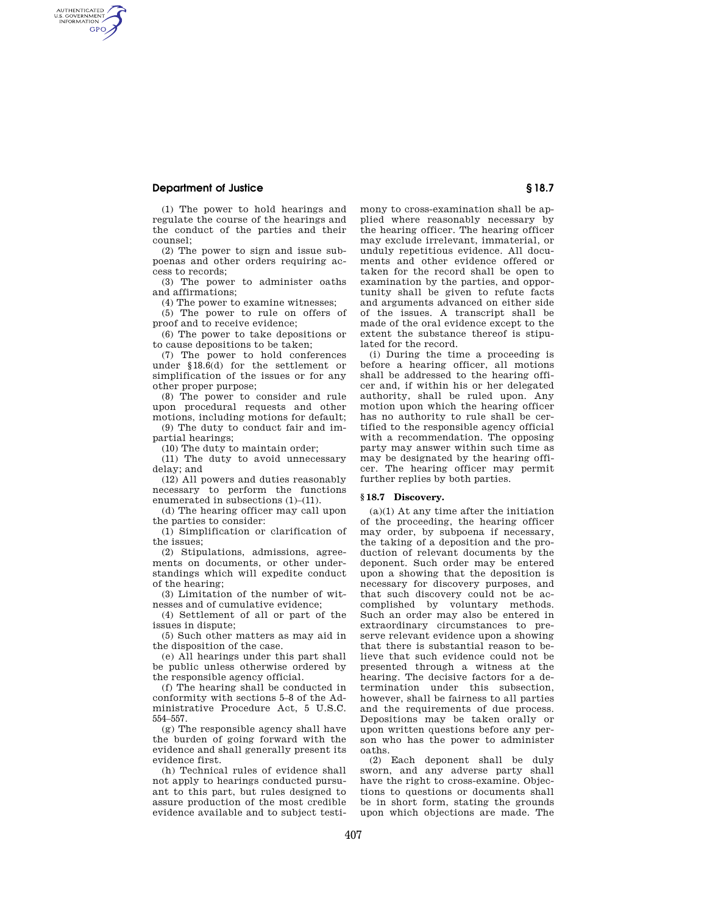(1) The power to hold hearings and regulate the course of the hearings and the conduct of the parties and their counsel;

(2) The power to sign and issue subpoenas and other orders requiring access to records;

(3) The power to administer oaths and affirmations;

(4) The power to examine witnesses;

(5) The power to rule on offers of proof and to receive evidence;

(6) The power to take depositions or to cause depositions to be taken;

(7) The power to hold conferences under §18.6(d) for the settlement or simplification of the issues or for any other proper purpose;

(8) The power to consider and rule upon procedural requests and other motions, including motions for default;

(9) The duty to conduct fair and impartial hearings;

(10) The duty to maintain order;

(11) The duty to avoid unnecessary delay; and

(12) All powers and duties reasonably necessary to perform the functions enumerated in subsections (1)–(11).

(d) The hearing officer may call upon the parties to consider:

(1) Simplification or clarification of the issues;

(2) Stipulations, admissions, agreements on documents, or other understandings which will expedite conduct of the hearing;

(3) Limitation of the number of witnesses and of cumulative evidence;

(4) Settlement of all or part of the issues in dispute;

(5) Such other matters as may aid in the disposition of the case.

(e) All hearings under this part shall be public unless otherwise ordered by the responsible agency official.

(f) The hearing shall be conducted in conformity with sections 5–8 of the Administrative Procedure Act, 5 U.S.C. 554–557.

(g) The responsible agency shall have the burden of going forward with the evidence and shall generally present its evidence first.

(h) Technical rules of evidence shall not apply to hearings conducted pursuant to this part, but rules designed to assure production of the most credible evidence available and to subject testimony to cross-examination shall be applied where reasonably necessary by the hearing officer. The hearing officer may exclude irrelevant, immaterial, or unduly repetitious evidence. All documents and other evidence offered or taken for the record shall be open to examination by the parties, and opportunity shall be given to refute facts and arguments advanced on either side of the issues. A transcript shall be made of the oral evidence except to the extent the substance thereof is stipulated for the record.

(i) During the time a proceeding is before a hearing officer, all motions shall be addressed to the hearing officer and, if within his or her delegated authority, shall be ruled upon. Any motion upon which the hearing officer has no authority to rule shall be certified to the responsible agency official with a recommendation. The opposing party may answer within such time as may be designated by the hearing officer. The hearing officer may permit further replies by both parties.

### §18.7 Discovery.

(a)(1) At any time after the initiation of the proceeding, the hearing officer may order, by subpoena if necessary, the taking of a deposition and the production of relevant documents by the deponent. Such order may be entered upon a showing that the deposition is necessary for discovery purposes, and that such discovery could not be accomplished by voluntary methods. Such an order may also be entered in extraordinary circumstances to preserve relevant evidence upon a showing that there is substantial reason to believe that such evidence could not be presented through a witness at the hearing. The decisive factors for a determination under this subsection, however, shall be fairness to all parties and the requirements of due process. Depositions may be taken orally or upon written questions before any person who has the power to administer oaths.

(2) Each deponent shall be duly sworn, and any adverse party shall have the right to cross-examine. Objections to questions or documents shall be in short form, stating the grounds upon which objections are made. The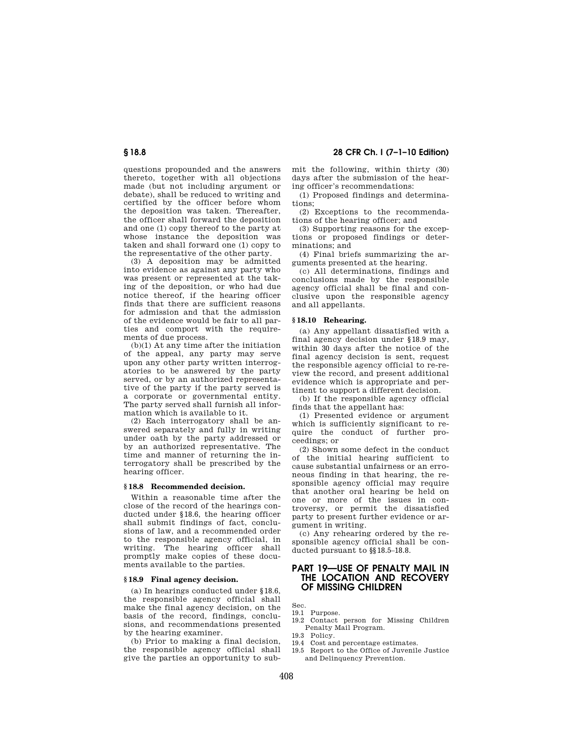questions propounded and the answers thereto, together with all objections made (but not including argument or debate), shall be reduced to writing and certified by the officer before whom the deposition was taken. Thereafter, the officer shall forward the deposition and one (1) copy thereof to the party at whose instance the deposition was taken and shall forward one (1) copy to the representative of the other party.

(3) A deposition may be admitted into evidence as against any party who was present or represented at the taking of the deposition, or who had due notice thereof, if the hearing officer finds that there are sufficient reasons for admission and that the admission of the evidence would be fair to all parties and comport with the requirements of due process.

(b)(1) At any time after the initiation of the appeal, any party may serve upon any other party written interrogatories to be answered by the party served, or by an authorized representative of the party if the party served is a corporate or governmental entity. The party served shall furnish all information which is available to it.

(2) Each interrogatory shall be answered separately and fully in writing under oath by the party addressed or by an authorized representative. The time and manner of returning the interrogatory shall be prescribed by the hearing officer.

### § 18.8 Recommended decision.

Within a reasonable time after the close of the record of the hearings conducted under §18.6, the hearing officer shall submit findings of fact, conclusions of law, and a recommended order to the responsible agency official, in writing. The hearing officer shall promptly make copies of these documents available to the parties.

### § 18.9 Final agency decision.

(a) In hearings conducted under §18.6, the responsible agency official shall make the final agency decision, on the basis of the record, findings, conclusions, and recommendations presented by the hearing examiner.

(b) Prior to making a final decision, the responsible agency official shall give the parties an opportunity to submit the following, within thirty (30) days after the submission of the hearing officer's recommendations:

(1) Proposed findings and determinations;

(2) Exceptions to the recommendations of the hearing officer; and

(3) Supporting reasons for the exceptions or proposed findings or determinations; and

(4) Final briefs summarizing the arguments presented at the hearing.

(c) All determinations, findings and conclusions made by the responsible agency official shall be final and conclusive upon the responsible agency and all appellants.

### § 18.10 Rehearing.

(a) Any appellant dissatisfied with a final agency decision under §18.9 may, within 30 days after the notice of the final agency decision is sent, request the responsible agency official to re-review the record, and present additional evidence which is appropriate and pertinent to support a different decision.

(b) If the responsible agency official finds that the appellant has:

(1) Presented evidence or argument which is sufficiently significant to require the conduct of further proceedings; or

(2) Shown some defect in the conduct of the initial hearing sufficient to cause substantial unfairness or an erroneous finding in that hearing, the responsible agency official may require that another oral hearing be held on one or more of the issues in controversy, or permit the dissatisfied party to present further evidence or argument in writing.

(c) Any rehearing ordered by the responsible agency official shall be conducted pursuant to §§18.5–18.8.

## PART 19—USE OF PENALTY MAIL IN THE LOCATION AND RECOVERY OF MISSING CHILDREN

Sec.
19.1 Purpose.
19.2 Contact person for Missing Children Penalty Mail Program.
19.3 Policy.
19.4 Cost and percentage estimates.
19.5 Report to the Office of Juvenile Justice and Delinquency Prevention.